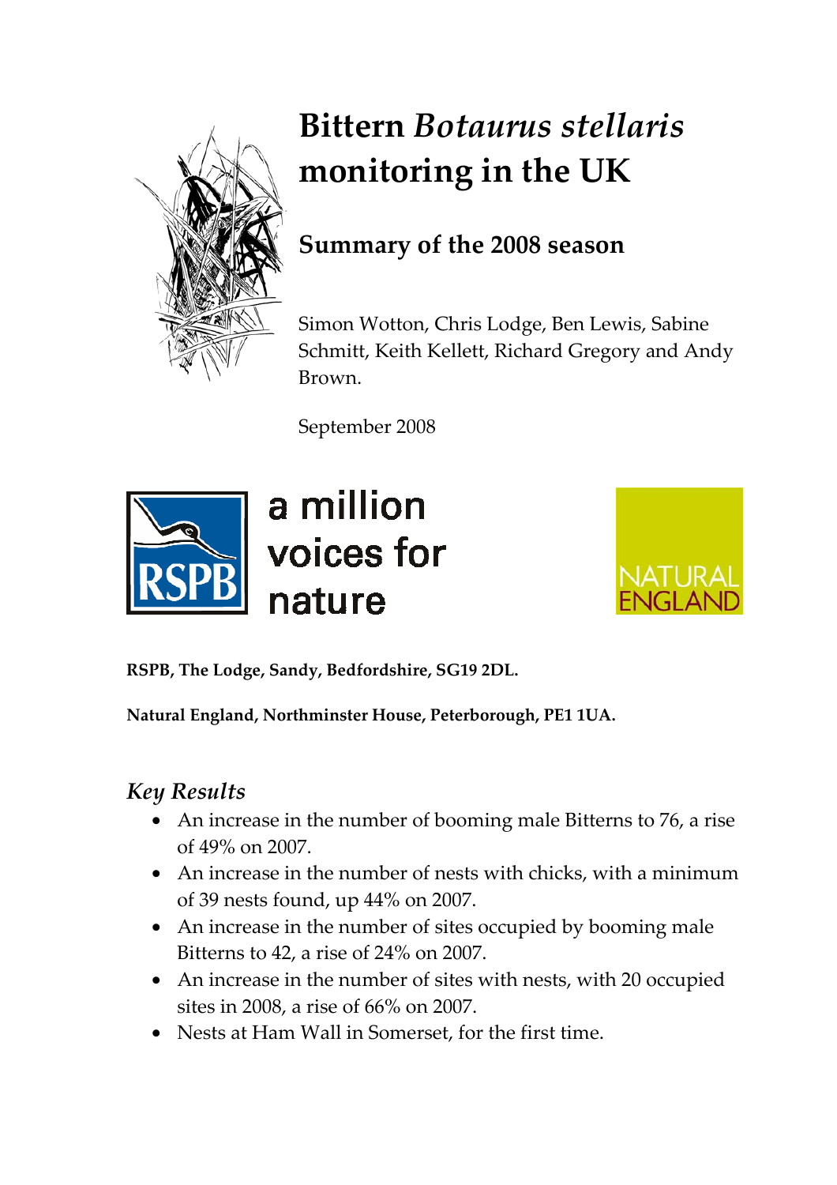# Bittern *Botaurus stellaris* monitoring in the UK

## Summary of the 2008 season

Simon Wotton, Chris Lodge, Ben Lewis, Sabine Schmitt, Keith Kellett, Richard Gregory and Andy Brown.

September 2008

RSPB a million voices for nature

NATURAL ENGLAND

**RSPB, The Lodge, Sandy, Bedfordshire, SG19 2DL.**

**Natural England, Northminster House, Peterborough, PE1 1UA.**

## *Key Results*

- An increase in the number of booming male Bitterns to 76, a rise of 49% on 2007.
- An increase in the number of nests with chicks, with a minimum of 39 nests found, up 44% on 2007.
- An increase in the number of sites occupied by booming male Bitterns to 42, a rise of 24% on 2007.
- An increase in the number of sites with nests, with 20 occupied sites in 2008, a rise of 66% on 2007.
- Nests at Ham Wall in Somerset, for the first time.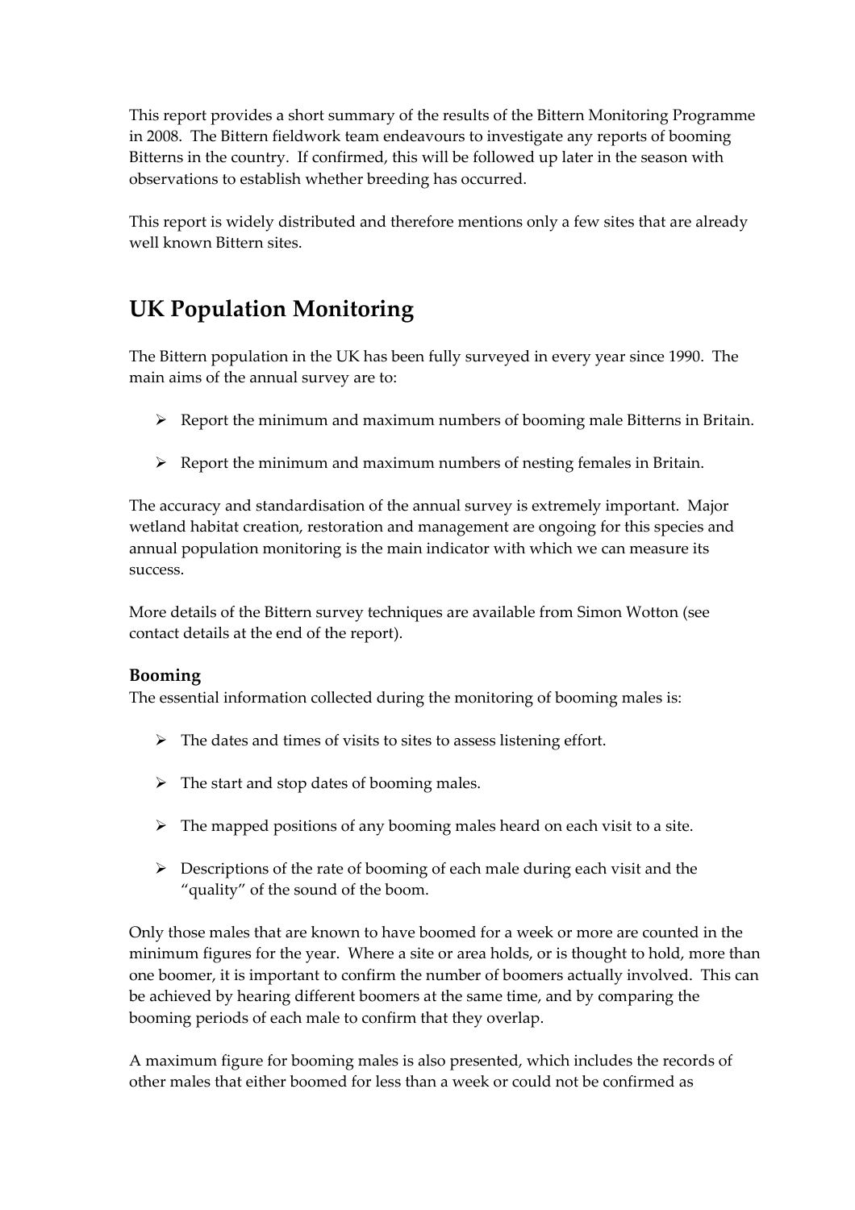This report provides a short summary of the results of the Bittern Monitoring Programme in 2008. The Bittern fieldwork team endeavours to investigate any reports of booming Bitterns in the country. If confirmed, this will be followed up later in the season with observations to establish whether breeding has occurred.

This report is widely distributed and therefore mentions only a few sites that are already well known Bittern sites.

## UK Population Monitoring

The Bittern population in the UK has been fully surveyed in every year since 1990. The main aims of the annual survey are to:

- Report the minimum and maximum numbers of booming male Bitterns in Britain.
- Report the minimum and maximum numbers of nesting females in Britain.

The accuracy and standardisation of the annual survey is extremely important. Major wetland habitat creation, restoration and management are ongoing for this species and annual population monitoring is the main indicator with which we can measure its success.

More details of the Bittern survey techniques are available from Simon Wotton (see contact details at the end of the report).

### Booming

The essential information collected during the monitoring of booming males is:

- The dates and times of visits to sites to assess listening effort.
- The start and stop dates of booming males.
- The mapped positions of any booming males heard on each visit to a site.
- Descriptions of the rate of booming of each male during each visit and the "quality" of the sound of the boom.

Only those males that are known to have boomed for a week or more are counted in the minimum figures for the year. Where a site or area holds, or is thought to hold, more than one boomer, it is important to confirm the number of boomers actually involved. This can be achieved by hearing different boomers at the same time, and by comparing the booming periods of each male to confirm that they overlap.

A maximum figure for booming males is also presented, which includes the records of other males that either boomed for less than a week or could not be confirmed as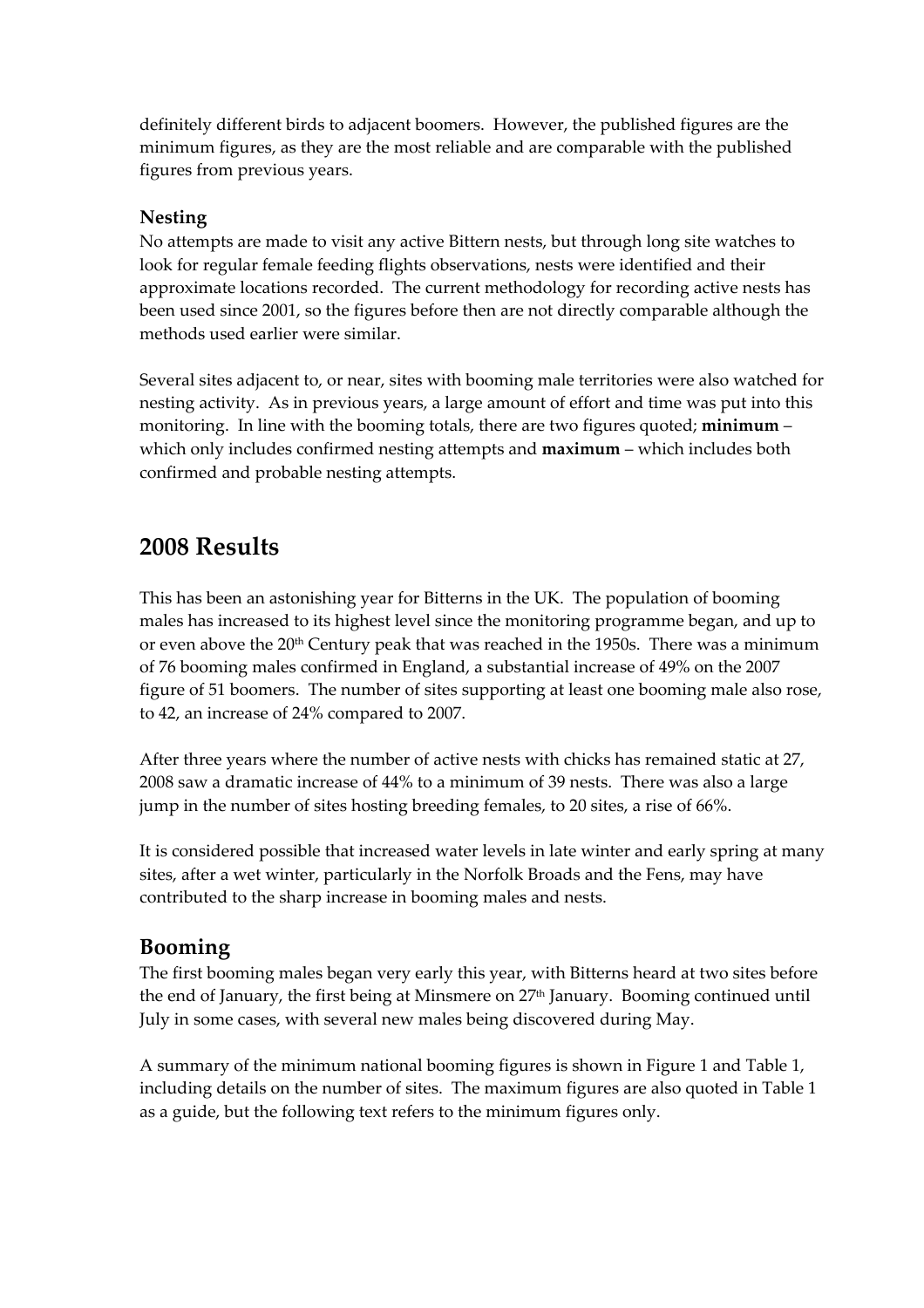definitely different birds to adjacent boomers. However, the published figures are the minimum figures, as they are the most reliable and are comparable with the published figures from previous years.

### Nesting

No attempts are made to visit any active Bittern nests, but through long site watches to look for regular female feeding flights observations, nests were identified and their approximate locations recorded. The current methodology for recording active nests has been used since 2001, so the figures before then are not directly comparable although the methods used earlier were similar.

Several sites adjacent to, or near, sites with booming male territories were also watched for nesting activity. As in previous years, a large amount of effort and time was put into this monitoring. In line with the booming totals, there are two figures quoted; **minimum** – which only includes confirmed nesting attempts and **maximum** – which includes both confirmed and probable nesting attempts.

## 2008 Results

This has been an astonishing year for Bitterns in the UK. The population of booming males has increased to its highest level since the monitoring programme began, and up to or even above the 20th Century peak that was reached in the 1950s. There was a minimum of 76 booming males confirmed in England, a substantial increase of 49% on the 2007 figure of 51 boomers. The number of sites supporting at least one booming male also rose, to 42, an increase of 24% compared to 2007.

After three years where the number of active nests with chicks has remained static at 27, 2008 saw a dramatic increase of 44% to a minimum of 39 nests. There was also a large jump in the number of sites hosting breeding females, to 20 sites, a rise of 66%.

It is considered possible that increased water levels in late winter and early spring at many sites, after a wet winter, particularly in the Norfolk Broads and the Fens, may have contributed to the sharp increase in booming males and nests.

### Booming

The first booming males began very early this year, with Bitterns heard at two sites before the end of January, the first being at Minsmere on 27th January. Booming continued until July in some cases, with several new males being discovered during May.

A summary of the minimum national booming figures is shown in Figure 1 and Table 1, including details on the number of sites. The maximum figures are also quoted in Table 1 as a guide, but the following text refers to the minimum figures only.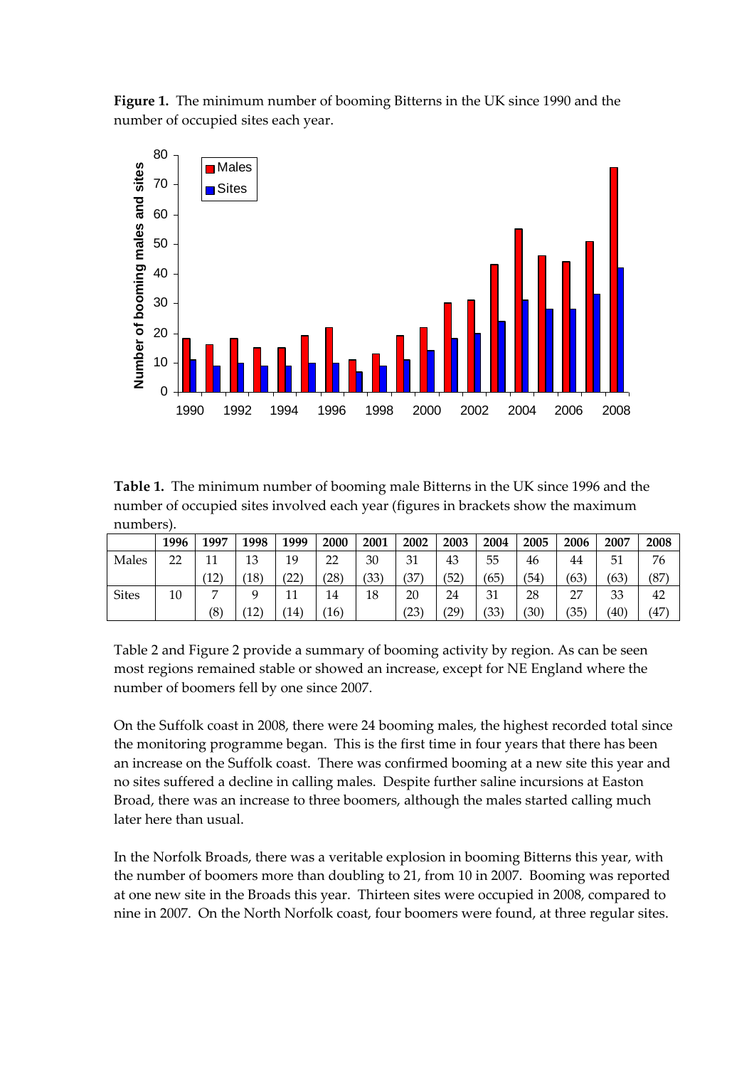**Figure 1.** The minimum number of booming Bitterns in the UK since 1990 and the number of occupied sites each year.

**Table 1.** The minimum number of booming male Bitterns in the UK since 1996 and the number of occupied sites involved each year (figures in brackets show the maximum numbers).

| | 1996 | 1997 | 1998 | 1999 | 2000 | 2001 | 2002 | 2003 | 2004 | 2005 | 2006 | 2007 | 2008 |
|---|---|---|---|---|---|---|---|---|---|---|---|---|---|
| Males | 22 | 11 (12) | 13 (18) | 19 (22) | 22 (28) | 30 (33) | 31 (37) | 43 (52) | 55 (65) | 46 (54) | 44 (63) | 51 (63) | 76 (87) |
| Sites | 10 | 7 (8) | 9 (12) | 11 (14) | 14 (16) | 18 | 20 (23) | 24 (29) | 31 (33) | 28 (30) | 27 (35) | 33 (40) | 42 (47) |

Table 2 and Figure 2 provide a summary of booming activity by region. As can be seen most regions remained stable or showed an increase, except for NE England where the number of boomers fell by one since 2007.

On the Suffolk coast in 2008, there were 24 booming males, the highest recorded total since the monitoring programme began. This is the first time in four years that there has been an increase on the Suffolk coast. There was confirmed booming at a new site this year and no sites suffered a decline in calling males. Despite further saline incursions at Easton Broad, there was an increase to three boomers, although the males started calling much later here than usual.

In the Norfolk Broads, there was a veritable explosion in booming Bitterns this year, with the number of boomers more than doubling to 21, from 10 in 2007. Booming was reported at one new site in the Broads this year. Thirteen sites were occupied in 2008, compared to nine in 2007. On the North Norfolk coast, four boomers were found, at three regular sites.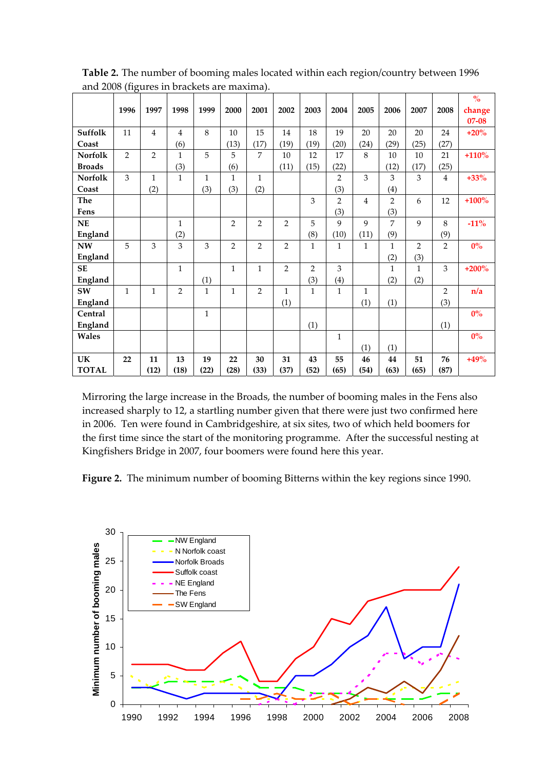**Table 2.** The number of booming males located within each region/country between 1996 and 2008 (figures in brackets are maxima).

| | 1996 | 1997 | 1998 | 1999 | 2000 | 2001 | 2002 | 2003 | 2004 | 2005 | 2006 | 2007 | 2008 | % change 07-08 |
|---|---|---|---|---|---|---|---|---|---|---|---|---|---|---|
| **Suffolk Coast** | 11 | 4 | 4 (6) | 8 | 10 (13) | 15 (17) | 14 (19) | 18 (19) | 19 (20) | 20 (24) | 20 (29) | 20 (25) | 24 (27) | **+20%** |
| **Norfolk Broads** | 2 | 2 | 1 (3) | 5 | 5 (6) | 7 | 10 (11) | 12 (15) | 17 (22) | 8 | 10 (12) | 10 (17) | 21 (25) | **+110%** |
| **Norfolk Coast** | 3 | 1 (2) | 1 | 1 (3) | 1 (3) | 1 (2) | | | 2 (3) | 3 | 3 (4) | 3 | 4 | **+33%** |
| **The Fens** | | | | | | | | 3 | 2 (3) | 4 | 2 (3) | 6 | 12 | **+100%** |
| **NE England** | | | 1 (2) | | 2 | 2 | 2 | 5 (8) | 9 (10) | 9 (11) | 7 (9) | 9 | 8 (9) | **-11%** |
| **NW England** | 5 | 3 | 3 | 3 | 2 | 2 | 2 | 1 | 1 | 1 | 1 (2) | 2 (3) | 2 | **0%** |
| **SE England** | | | 1 | (1) | 1 | 1 | 2 | 2 (3) | 3 (4) | | 1 (2) | 1 (2) | 3 | **+200%** |
| **SW England** | 1 | 1 | 2 | 1 | 1 | 2 | 1 (1) | 1 | 1 | 1 (1) | (1) | | 2 (3) | **n/a** |
| **Central England** | | | | 1 | | | | (1) | | | | | (1) | **0%** |
| **Wales** | | | | | | | | | 1 | (1) | (1) | | | **0%** |
| **UK TOTAL** | **22** | **11 (12)** | **13 (18)** | **19 (22)** | **22 (28)** | **30 (33)** | **31 (37)** | **43 (52)** | **55 (65)** | **46 (54)** | **44 (63)** | **51 (65)** | **76 (87)** | **+49%** |

Mirroring the large increase in the Broads, the number of booming males in the Fens also increased sharply to 12, a startling number given that there were just two confirmed here in 2006. Ten were found in Cambridgeshire, at six sites, two of which held boomers for the first time since the start of the monitoring programme. After the successful nesting at Kingfishers Bridge in 2007, four boomers were found here this year.

**Figure 2.** The minimum number of booming Bitterns within the key regions since 1990.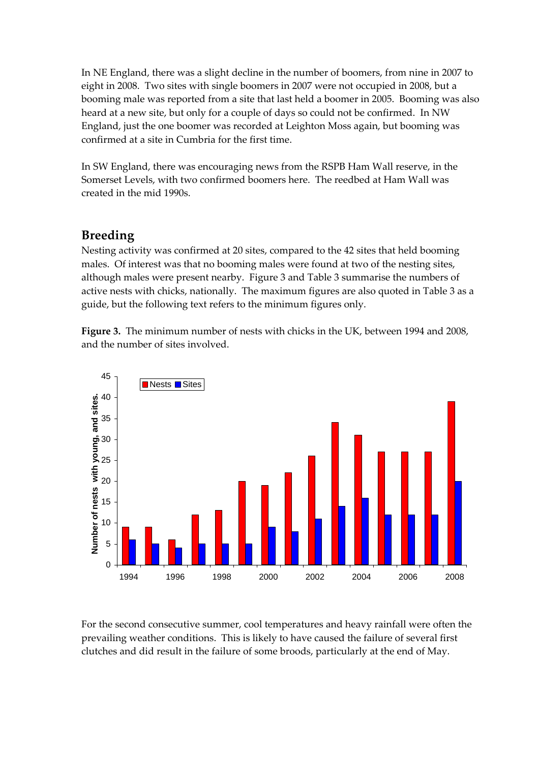In NE England, there was a slight decline in the number of boomers, from nine in 2007 to eight in 2008. Two sites with single boomers in 2007 were not occupied in 2008, but a booming male was reported from a site that last held a boomer in 2005. Booming was also heard at a new site, but only for a couple of days so could not be confirmed. In NW England, just the one boomer was recorded at Leighton Moss again, but booming was confirmed at a site in Cumbria for the first time.

In SW England, there was encouraging news from the RSPB Ham Wall reserve, in the Somerset Levels, with two confirmed boomers here. The reedbed at Ham Wall was created in the mid 1990s.

## Breeding

Nesting activity was confirmed at 20 sites, compared to the 42 sites that held booming males. Of interest was that no booming males were found at two of the nesting sites, although males were present nearby. Figure 3 and Table 3 summarise the numbers of active nests with chicks, nationally. The maximum figures are also quoted in Table 3 as a guide, but the following text refers to the minimum figures only.

**Figure 3.** The minimum number of nests with chicks in the UK, between 1994 and 2008, and the number of sites involved.

For the second consecutive summer, cool temperatures and heavy rainfall were often the prevailing weather conditions. This is likely to have caused the failure of several first clutches and did result in the failure of some broods, particularly at the end of May.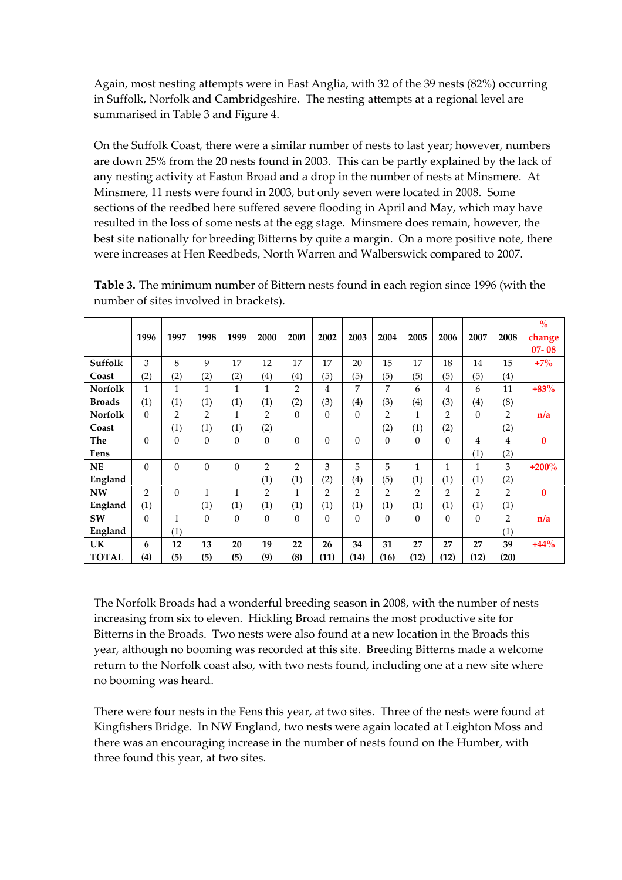Again, most nesting attempts were in East Anglia, with 32 of the 39 nests (82%) occurring in Suffolk, Norfolk and Cambridgeshire. The nesting attempts at a regional level are summarised in Table 3 and Figure 4.

On the Suffolk Coast, there were a similar number of nests to last year; however, numbers are down 25% from the 20 nests found in 2003. This can be partly explained by the lack of any nesting activity at Easton Broad and a drop in the number of nests at Minsmere. At Minsmere, 11 nests were found in 2003, but only seven were located in 2008. Some sections of the reedbed here suffered severe flooding in April and May, which may have resulted in the loss of some nests at the egg stage. Minsmere does remain, however, the best site nationally for breeding Bitterns by quite a margin. On a more positive note, there were increases at Hen Reedbeds, North Warren and Walberswick compared to 2007.

**Table 3.** The minimum number of Bittern nests found in each region since 1996 (with the number of sites involved in brackets).

| | 1996 | 1997 | 1998 | 1999 | 2000 | 2001 | 2002 | 2003 | 2004 | 2005 | 2006 | 2007 | 2008 | % change 07- 08 |
|---|---|---|---|---|---|---|---|---|---|---|---|---|---|---|
| **Suffolk Coast** | 3 (2) | 8 (2) | 9 (2) | 17 (2) | 12 (4) | 17 (4) | 17 (5) | 20 (5) | 15 (5) | 17 (5) | 18 (5) | 14 (5) | 15 (4) | +7% |
| **Norfolk Broads** | 1 (1) | 1 (1) | 1 (1) | 1 (1) | 1 (1) | 2 (2) | 4 (3) | 7 (4) | 7 (3) | 6 (4) | 4 (3) | 6 (4) | 11 (8) | +83% |
| **Norfolk Coast** | 0 | 2 (1) | 2 (1) | 1 (1) | 2 (2) | 0 | 0 | 0 | 2 (2) | 1 (1) | 2 (2) | 0 | 2 (2) | n/a |
| **The Fens** | 0 | 0 | 0 | 0 | 0 | 0 | 0 | 0 | 0 | 0 | 0 | 4 (1) | 4 (2) | 0 |
| **NE England** | 0 | 0 | 0 | 0 | 2 (1) | 2 (1) | 3 (2) | 5 (4) | 5 (5) | 1 (1) | 1 (1) | 1 (1) | 3 (2) | +200% |
| **NW England** | 2 (1) | 0 | 1 (1) | 1 (1) | 2 (1) | 1 (1) | 2 (1) | 2 (1) | 2 (1) | 2 (1) | 2 (1) | 2 (1) | 2 (1) | 0 |
| **SW England** | 0 | 1 (1) | 0 | 0 | 0 | 0 | 0 | 0 | 0 | 0 | 0 | 0 | 2 (1) | n/a |
| **UK TOTAL** | **6 (4)** | **12 (5)** | **13 (5)** | **20 (5)** | **19 (9)** | **22 (8)** | **26 (11)** | **34 (14)** | **31 (16)** | **27 (12)** | **27 (12)** | **27 (12)** | **39 (20)** | +44% |

The Norfolk Broads had a wonderful breeding season in 2008, with the number of nests increasing from six to eleven. Hickling Broad remains the most productive site for Bitterns in the Broads. Two nests were also found at a new location in the Broads this year, although no booming was recorded at this site. Breeding Bitterns made a welcome return to the Norfolk coast also, with two nests found, including one at a new site where no booming was heard.

There were four nests in the Fens this year, at two sites. Three of the nests were found at Kingfishers Bridge. In NW England, two nests were again located at Leighton Moss and there was an encouraging increase in the number of nests found on the Humber, with three found this year, at two sites.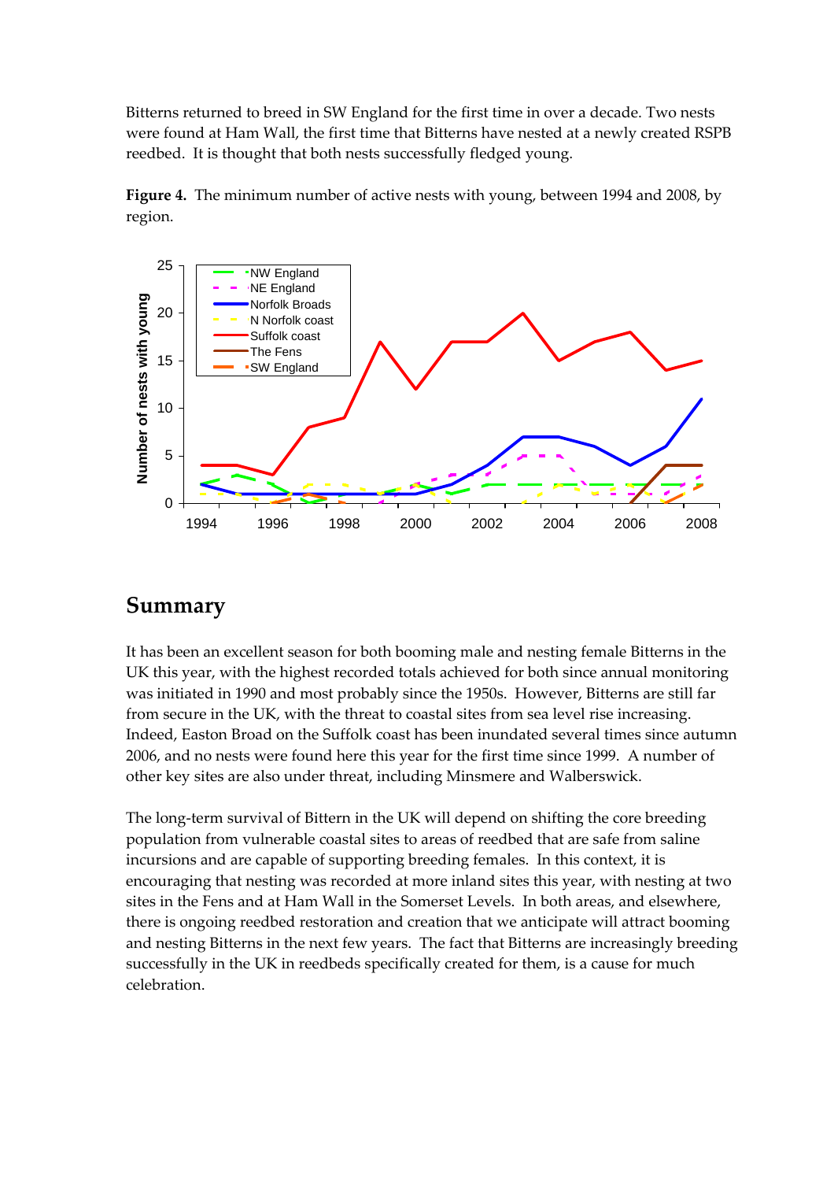Bitterns returned to breed in SW England for the first time in over a decade. Two nests were found at Ham Wall, the first time that Bitterns have nested at a newly created RSPB reedbed. It is thought that both nests successfully fledged young.

**Figure 4.** The minimum number of active nests with young, between 1994 and 2008, by region.

## Summary

It has been an excellent season for both booming male and nesting female Bitterns in the UK this year, with the highest recorded totals achieved for both since annual monitoring was initiated in 1990 and most probably since the 1950s. However, Bitterns are still far from secure in the UK, with the threat to coastal sites from sea level rise increasing. Indeed, Easton Broad on the Suffolk coast has been inundated several times since autumn 2006, and no nests were found here this year for the first time since 1999. A number of other key sites are also under threat, including Minsmere and Walberswick.

The long-term survival of Bittern in the UK will depend on shifting the core breeding population from vulnerable coastal sites to areas of reedbed that are safe from saline incursions and are capable of supporting breeding females. In this context, it is encouraging that nesting was recorded at more inland sites this year, with nesting at two sites in the Fens and at Ham Wall in the Somerset Levels. In both areas, and elsewhere, there is ongoing reedbed restoration and creation that we anticipate will attract booming and nesting Bitterns in the next few years. The fact that Bitterns are increasingly breeding successfully in the UK in reedbeds specifically created for them, is a cause for much celebration.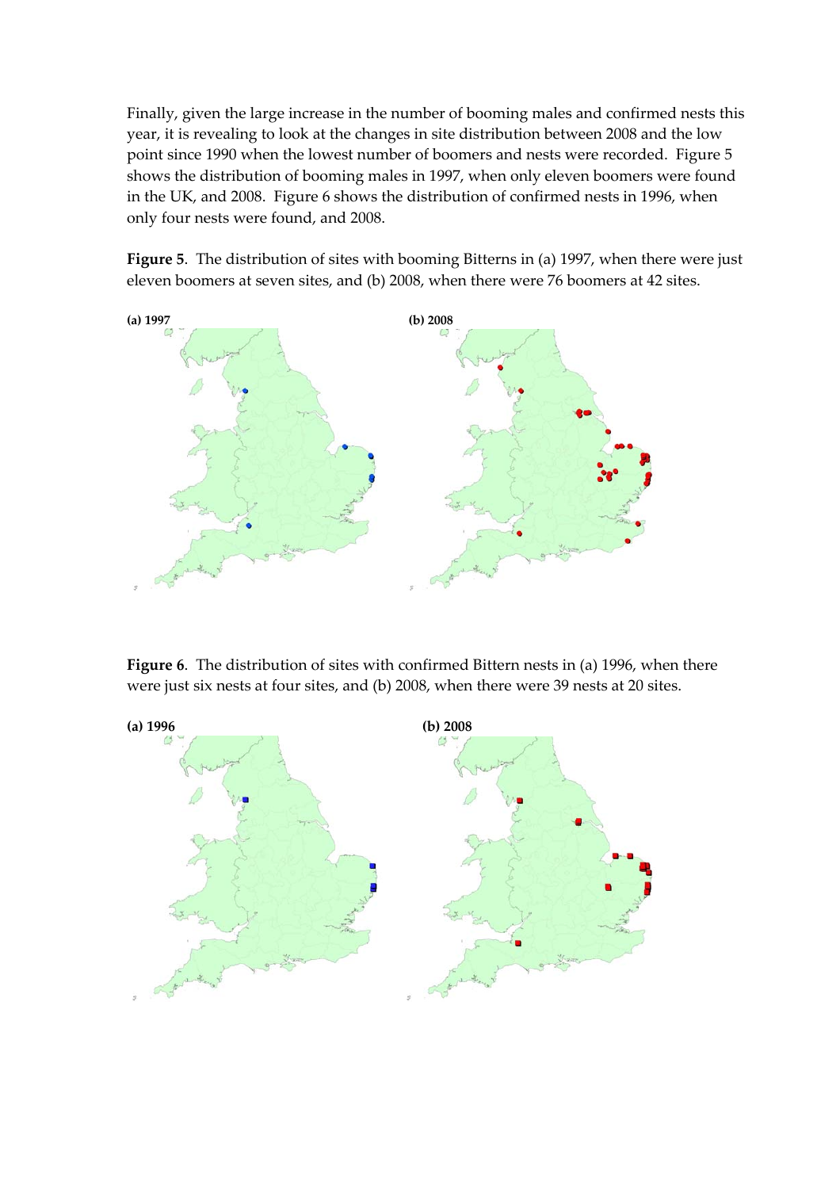Finally, given the large increase in the number of booming males and confirmed nests this year, it is revealing to look at the changes in site distribution between 2008 and the low point since 1990 when the lowest number of boomers and nests were recorded. Figure 5 shows the distribution of booming males in 1997, when only eleven boomers were found in the UK, and 2008. Figure 6 shows the distribution of confirmed nests in 1996, when only four nests were found, and 2008.

**Figure 5**. The distribution of sites with booming Bitterns in (a) 1997, when there were just eleven boomers at seven sites, and (b) 2008, when there were 76 boomers at 42 sites.

**(a) 1997** **(b) 2008**

**Figure 6**. The distribution of sites with confirmed Bittern nests in (a) 1996, when there were just six nests at four sites, and (b) 2008, when there were 39 nests at 20 sites.

**(a) 1996** **(b) 2008**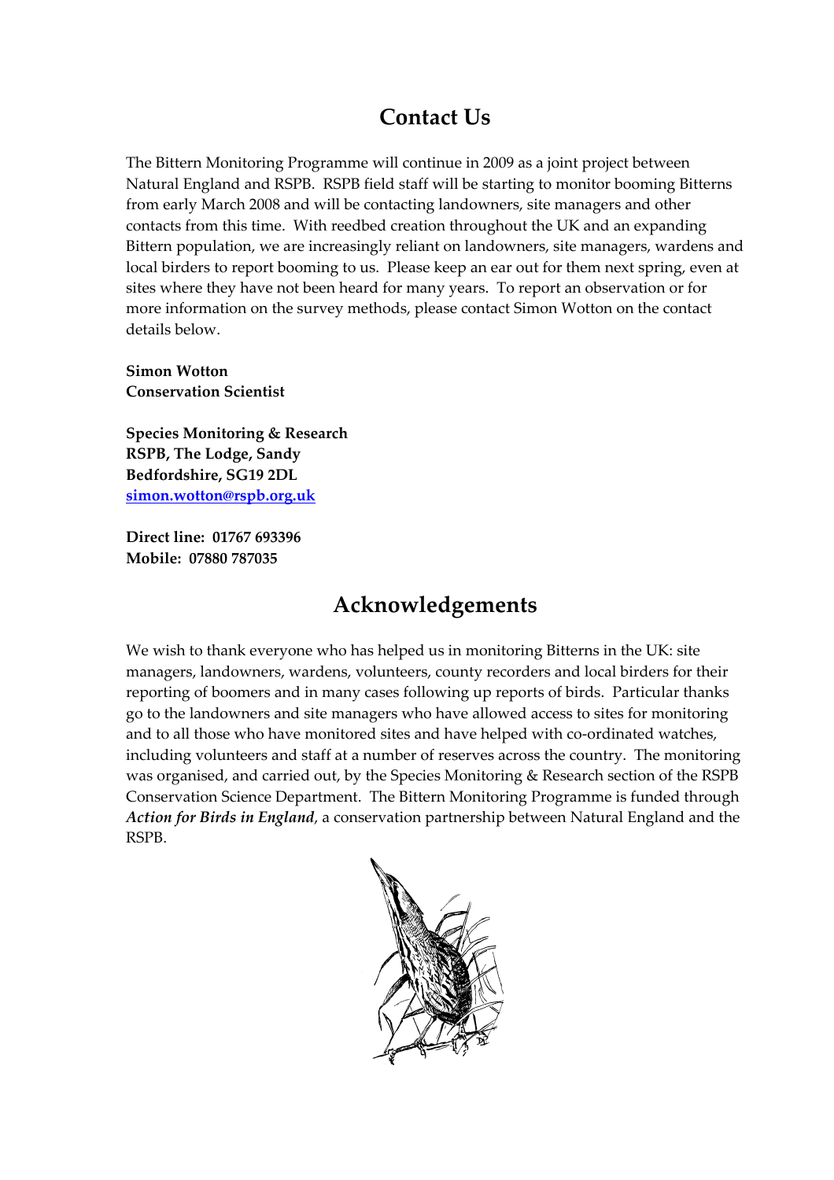## Contact Us

The Bittern Monitoring Programme will continue in 2009 as a joint project between Natural England and RSPB. RSPB field staff will be starting to monitor booming Bitterns from early March 2008 and will be contacting landowners, site managers and other contacts from this time. With reedbed creation throughout the UK and an expanding Bittern population, we are increasingly reliant on landowners, site managers, wardens and local birders to report booming to us. Please keep an ear out for them next spring, even at sites where they have not been heard for many years. To report an observation or for more information on the survey methods, please contact Simon Wotton on the contact details below.

**Simon Wotton**
**Conservation Scientist**

**Species Monitoring & Research**
**RSPB, The Lodge, Sandy**
**Bedfordshire, SG19 2DL**
**simon.wotton@rspb.org.uk**

**Direct line: 01767 693396**
**Mobile: 07880 787035**

## Acknowledgements

We wish to thank everyone who has helped us in monitoring Bitterns in the UK: site managers, landowners, wardens, volunteers, county recorders and local birders for their reporting of boomers and in many cases following up reports of birds. Particular thanks go to the landowners and site managers who have allowed access to sites for monitoring and to all those who have monitored sites and have helped with co-ordinated watches, including volunteers and staff at a number of reserves across the country. The monitoring was organised, and carried out, by the Species Monitoring & Research section of the RSPB Conservation Science Department. The Bittern Monitoring Programme is funded through ***Action for Birds in England***, a conservation partnership between Natural England and the RSPB.